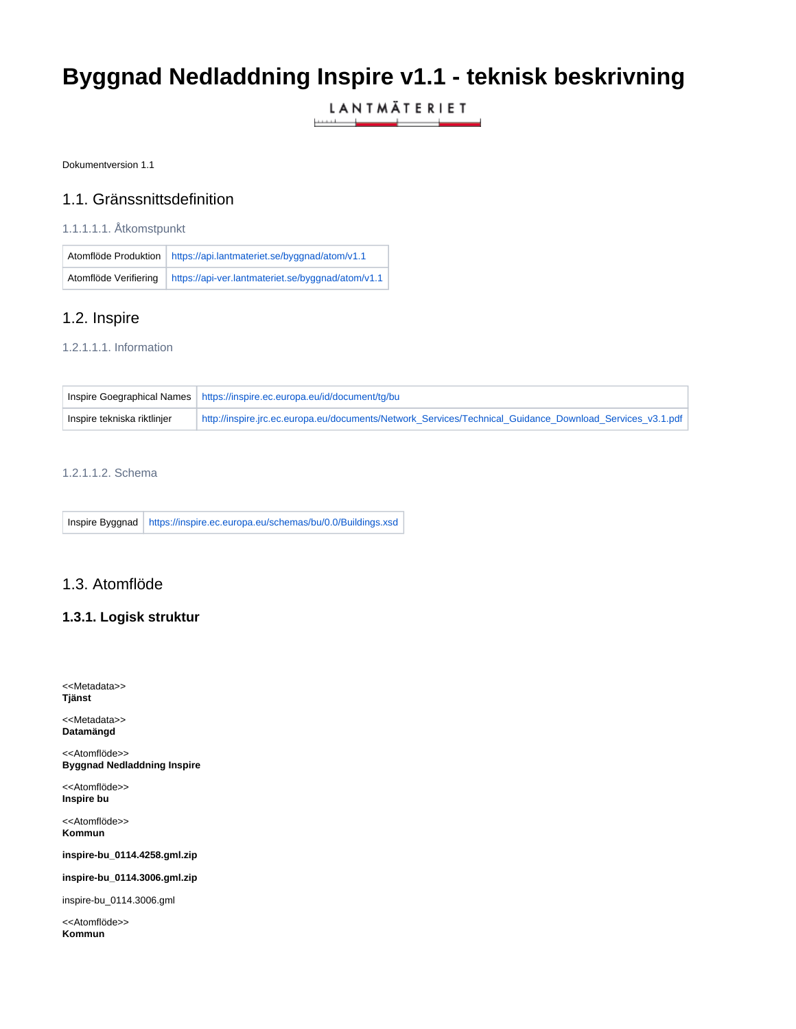# Byggnad Nedladdning Inspire v1.1 - teknisk beskrivning

LANTMÄTERIET

Dokumentversion 1.1

## 1.1. Gränssnittsdefinition

#### 1.1.1.1.1. Åtkomstpunkt

| | |
|---|---|
| Atomflöde Produktion | https://api.lantmateriet.se/byggnad/atom/v1.1 |
| Atomflöde Verifiering | https://api-ver.lantmateriet.se/byggnad/atom/v1.1 |

## 1.2. Inspire

#### 1.2.1.1.1. Information

| | |
|---|---|
| Inspire Goegraphical Names | https://inspire.ec.europa.eu/id/document/tg/bu |
| Inspire tekniska riktlinjer | http://inspire.jrc.ec.europa.eu/documents/Network_Services/Technical_Guidance_Download_Services_v3.1.pdf |

#### 1.2.1.1.2. Schema

| | |
|---|---|
| Inspire Byggnad | https://inspire.ec.europa.eu/schemas/bu/0.0/Buildings.xsd |

## 1.3. Atomflöde

### 1.3.1. Logisk struktur

<<Metadata>>
**Tjänst**

<<Metadata>>
**Datamängd**

<<Atomflöde>>
**Byggnad Nedladdning Inspire**

<<Atomflöde>>
**Inspire bu**

<<Atomflöde>>
**Kommun**

**inspire-bu_0114.4258.gml.zip**

**inspire-bu_0114.3006.gml.zip**

inspire-bu_0114.3006.gml

<<Atomflöde>>
**Kommun**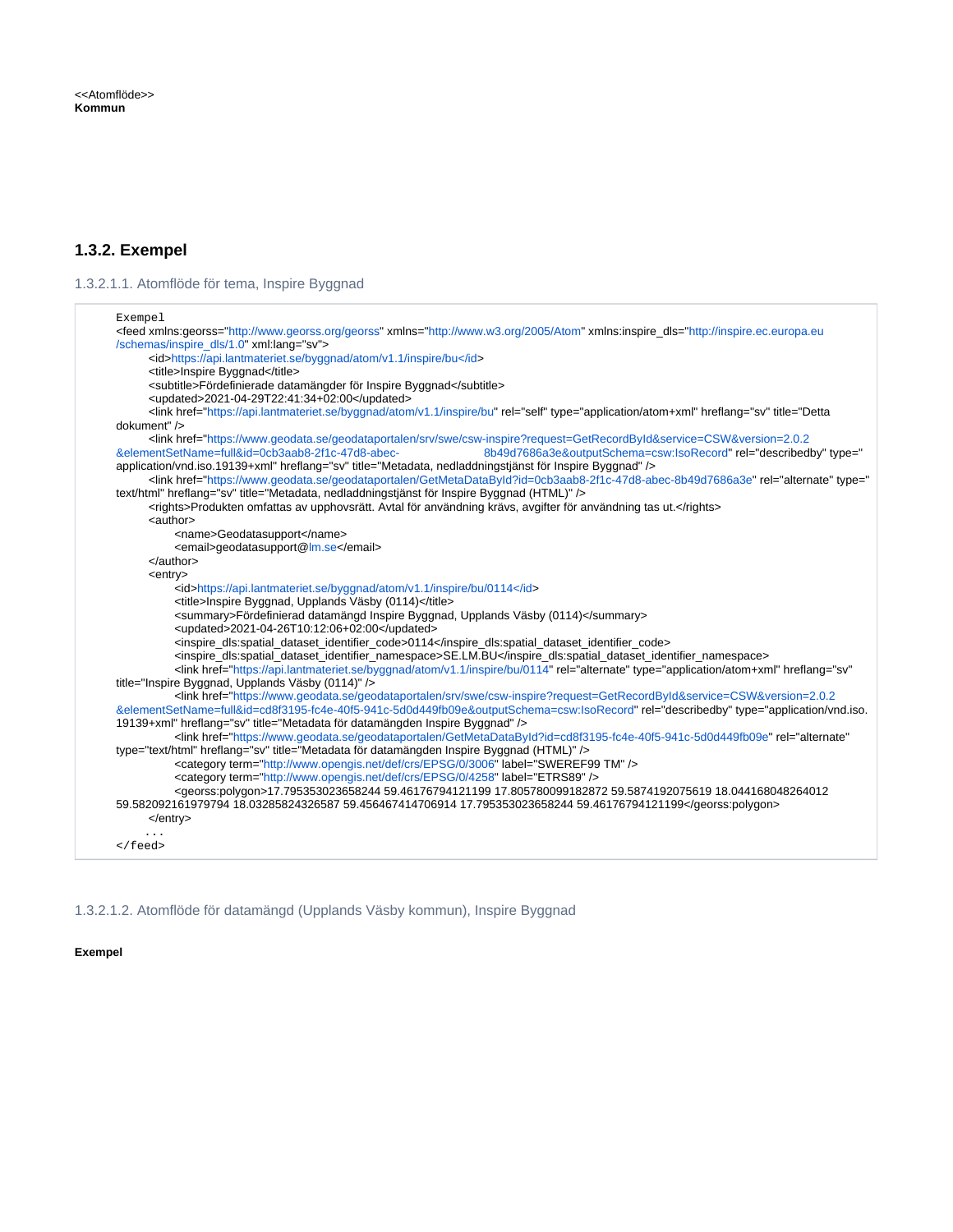<<Atomflöde>>
**Kommun**

## 1.3.2. Exempel

#### 1.3.2.1.1. Atomflöde för tema, Inspire Byggnad

```
Exempel
<feed xmlns:georss="http://www.georss.org/georss" xmlns="http://www.w3.org/2005/Atom" xmlns:inspire_dls="http://inspire.ec.europa.eu/schemas/inspire_dls/1.0" xml:lang="sv">
        <id>https://api.lantmateriet.se/byggnad/atom/v1.1/inspire/bu</id>
        <title>Inspire Byggnad</title>
        <subtitle>Fördefinierade datamängder för Inspire Byggnad</subtitle>
        <updated>2021-04-29T22:41:34+02:00</updated>
        <link href="https://api.lantmateriet.se/byggnad/atom/v1.1/inspire/bu" rel="self" type="application/atom+xml" hreflang="sv" title="Detta dokument" />
        <link href="https://www.geodata.se/geodataportalen/srv/swe/csw-inspire?request=GetRecordById&service=CSW&version=2.0.2&elementSetName=full&id=0cb3aab8-2f1c-47d8-abec-8b49d7686a3e&outputSchema=csw:IsoRecord" rel="describedby" type="application/vnd.iso.19139+xml" hreflang="sv" title="Metadata, nedladdningstjänst för Inspire Byggnad" />
        <link href="https://www.geodata.se/geodataportalen/GetMetaDataById?id=0cb3aab8-2f1c-47d8-abec-8b49d7686a3e" rel="alternate" type="text/html" hreflang="sv" title="Metadata, nedladdningstjänst för Inspire Byggnad (HTML)" />
        <rights>Produkten omfattas av upphovsrätt. Avtal för användning krävs, avgifter för användning tas ut.</rights>
        <author>
              <name>Geodatasupport</name>
              <email>geodatasupport@lm.se</email>
        </author>
        <entry>
              <id>https://api.lantmateriet.se/byggnad/atom/v1.1/inspire/bu/0114</id>
              <title>Inspire Byggnad, Upplands Väsby (0114)</title>
              <summary>Fördefinierad datamängd Inspire Byggnad, Upplands Väsby (0114)</summary>
              <updated>2021-04-26T10:12:06+02:00</updated>
              <inspire_dls:spatial_dataset_identifier_code>0114</inspire_dls:spatial_dataset_identifier_code>
              <inspire_dls:spatial_dataset_identifier_namespace>SE.LM.BU</inspire_dls:spatial_dataset_identifier_namespace>
              <link href="https://api.lantmateriet.se/byggnad/atom/v1.1/inspire/bu/0114" rel="alternate" type="application/atom+xml" hreflang="sv" title="Inspire Byggnad, Upplands Väsby (0114)" />
              <link href="https://www.geodata.se/geodataportalen/srv/swe/csw-inspire?request=GetRecordById&service=CSW&version=2.0.2&elementSetName=full&id=cd8f3195-fc4e-40f5-941c-5d0d449fb09e&outputSchema=csw:IsoRecord" rel="describedby" type="application/vnd.iso.19139+xml" hreflang="sv" title="Metadata för datamängden Inspire Byggnad" />
              <link href="https://www.geodata.se/geodataportalen/GetMetaDataById?id=cd8f3195-fc4e-40f5-941c-5d0d449fb09e" rel="alternate" type="text/html" hreflang="sv" title="Metadata för datamängden Inspire Byggnad (HTML)" />
              <category term="http://www.opengis.net/def/crs/EPSG/0/3006" label="SWEREF99 TM" />
              <category term="http://www.opengis.net/def/crs/EPSG/0/4258" label="ETRS89" />
              <georss:polygon>17.795353023658244 59.46176794121199 17.805780099182872 59.5874192075619 18.044168048264012 59.582092161979794 18.03285824326587 59.456467414706914 17.795353023658244 59.46176794121199</georss:polygon>
        </entry>
       ...
</feed>
```

#### 1.3.2.1.2. Atomflöde för datamängd (Upplands Väsby kommun), Inspire Byggnad

**Exempel**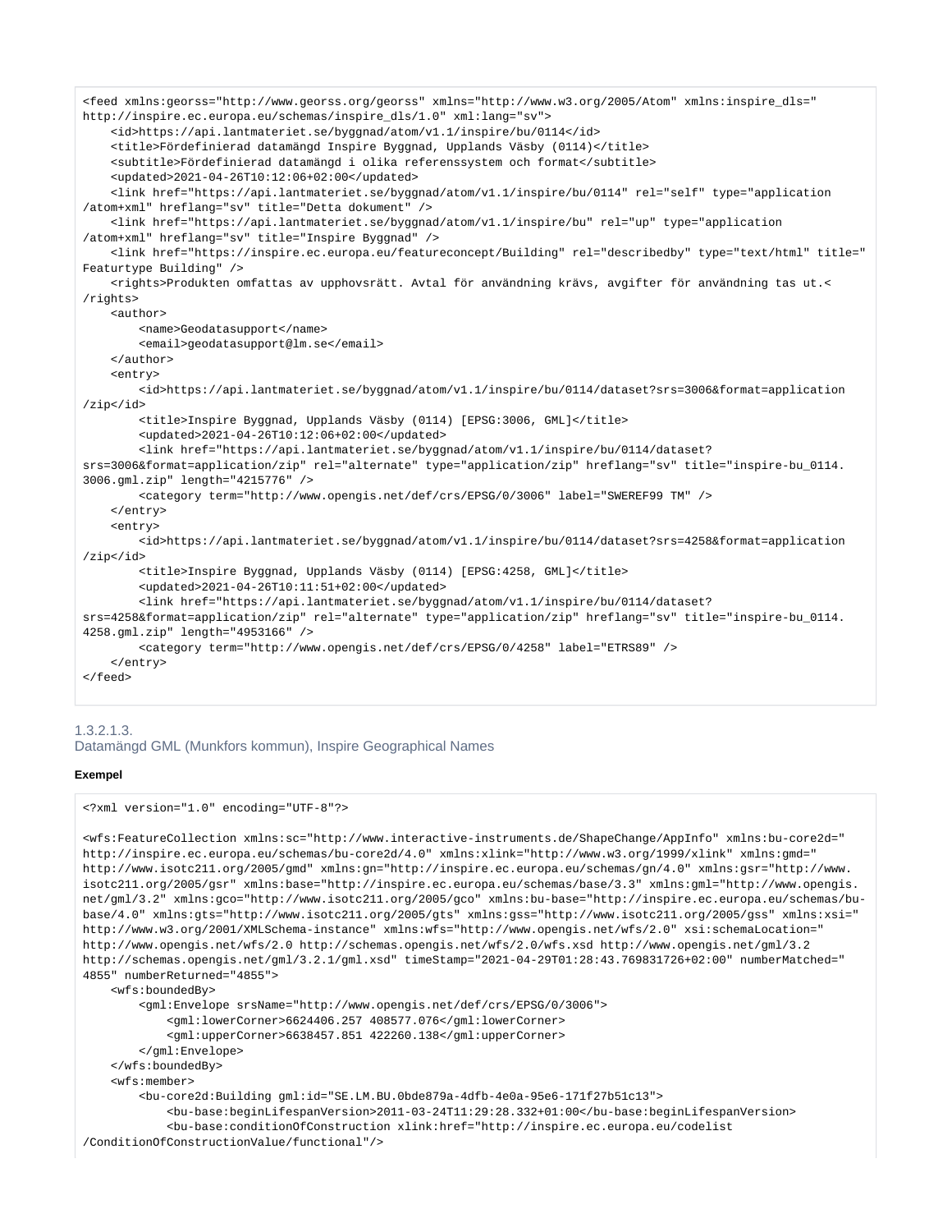```
<feed xmlns:georss="http://www.georss.org/georss" xmlns="http://www.w3.org/2005/Atom" xmlns:inspire_dls="
http://inspire.ec.europa.eu/schemas/inspire_dls/1.0" xml:lang="sv">
    <id>https://api.lantmateriet.se/byggnad/atom/v1.1/inspire/bu/0114</id>
    <title>Fördefinierad datamängd Inspire Byggnad, Upplands Väsby (0114)</title>
    <subtitle>Fördefinierad datamängd i olika referenssystem och format</subtitle>
    <updated>2021-04-26T10:12:06+02:00</updated>
    <link href="https://api.lantmateriet.se/byggnad/atom/v1.1/inspire/bu/0114" rel="self" type="application
/atom+xml" hreflang="sv" title="Detta dokument" />
    <link href="https://api.lantmateriet.se/byggnad/atom/v1.1/inspire/bu" rel="up" type="application
/atom+xml" hreflang="sv" title="Inspire Byggnad" />
    <link href="https://inspire.ec.europa.eu/featureconcept/Building" rel="describedby" type="text/html" title="
Featurtype Building" />
    <rights>Produkten omfattas av upphovsrätt. Avtal för användning krävs, avgifter för användning tas ut.<
/rights>
    <author>
        <name>Geodatasupport</name>
        <email>geodatasupport@lm.se</email>
    </author>
    <entry>
        <id>https://api.lantmateriet.se/byggnad/atom/v1.1/inspire/bu/0114/dataset?srs=3006&format=application
/zip</id>
        <title>Inspire Byggnad, Upplands Väsby (0114) [EPSG:3006, GML]</title>
        <updated>2021-04-26T10:12:06+02:00</updated>
        <link href="https://api.lantmateriet.se/byggnad/atom/v1.1/inspire/bu/0114/dataset?
srs=3006&format=application/zip" rel="alternate" type="application/zip" hreflang="sv" title="inspire-bu_0114.
3006.gml.zip" length="4215776" />
        <category term="http://www.opengis.net/def/crs/EPSG/0/3006" label="SWEREF99 TM" />
    </entry>
    <entry>
        <id>https://api.lantmateriet.se/byggnad/atom/v1.1/inspire/bu/0114/dataset?srs=4258&format=application
/zip</id>
        <title>Inspire Byggnad, Upplands Väsby (0114) [EPSG:4258, GML]</title>
        <updated>2021-04-26T10:11:51+02:00</updated>
        <link href="https://api.lantmateriet.se/byggnad/atom/v1.1/inspire/bu/0114/dataset?
srs=4258&format=application/zip" rel="alternate" type="application/zip" hreflang="sv" title="inspire-bu_0114.
4258.gml.zip" length="4953166" />
        <category term="http://www.opengis.net/def/crs/EPSG/0/4258" label="ETRS89" />
    </entry>
</feed>
```

### 1.3.2.1.3. Datamängd GML (Munkfors kommun), Inspire Geographical Names

**Exempel**

```
<?xml version="1.0" encoding="UTF-8"?>

<wfs:FeatureCollection xmlns:sc="http://www.interactive-instruments.de/ShapeChange/AppInfo" xmlns:bu-core2d="
http://inspire.ec.europa.eu/schemas/bu-core2d/4.0" xmlns:xlink="http://www.w3.org/1999/xlink" xmlns:gmd="
http://www.isotc211.org/2005/gmd" xmlns:gn="http://inspire.ec.europa.eu/schemas/gn/4.0" xmlns:gsr="http://www.
isotc211.org/2005/gsr" xmlns:base="http://inspire.ec.europa.eu/schemas/base/3.3" xmlns:gml="http://www.opengis.
net/gml/3.2" xmlns:gco="http://www.isotc211.org/2005/gco" xmlns:bu-base="http://inspire.ec.europa.eu/schemas/bu-
base/4.0" xmlns:gts="http://www.isotc211.org/2005/gts" xmlns:gss="http://www.isotc211.org/2005/gss" xmlns:xsi="
http://www.w3.org/2001/XMLSchema-instance" xmlns:wfs="http://www.opengis.net/wfs/2.0" xsi:schemaLocation="
http://www.opengis.net/wfs/2.0 http://schemas.opengis.net/wfs/2.0/wfs.xsd http://www.opengis.net/gml/3.2
http://schemas.opengis.net/gml/3.2.1/gml.xsd" timeStamp="2021-04-29T01:28:43.769831726+02:00" numberMatched="
4855" numberReturned="4855">
    <wfs:boundedBy>
        <gml:Envelope srsName="http://www.opengis.net/def/crs/EPSG/0/3006">
            <gml:lowerCorner>6624406.257 408577.076</gml:lowerCorner>
            <gml:upperCorner>6638457.851 422260.138</gml:upperCorner>
        </gml:Envelope>
    </wfs:boundedBy>
    <wfs:member>
        <bu-core2d:Building gml:id="SE.LM.BU.0bde879a-4dfb-4e0a-95e6-171f27b51c13">
            <bu-base:beginLifespanVersion>2011-03-24T11:29:28.332+01:00</bu-base:beginLifespanVersion>
            <bu-base:conditionOfConstruction xlink:href="http://inspire.ec.europa.eu/codelist
/ConditionOfConstructionValue/functional"/>
```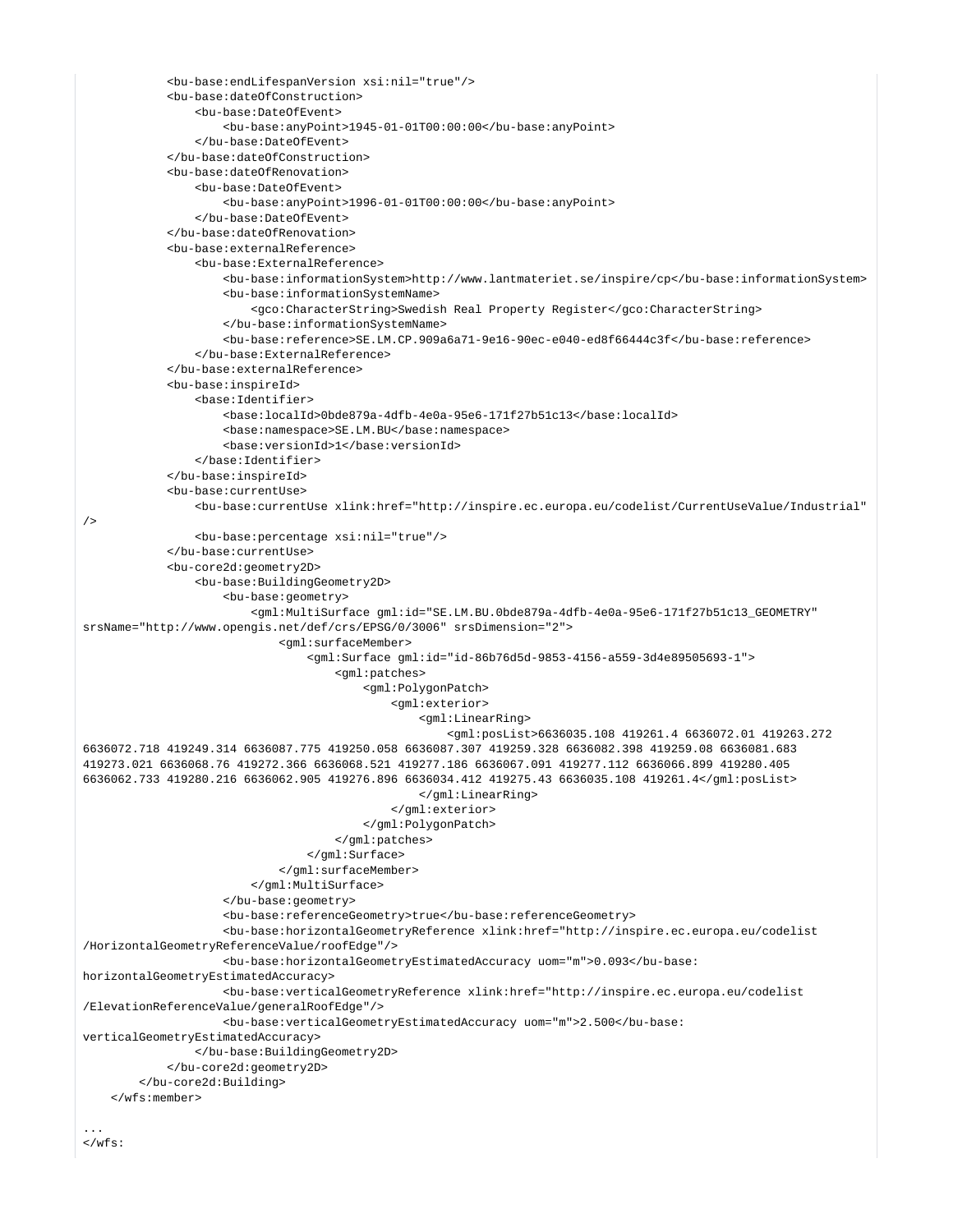```
            <bu-base:endLifespanVersion xsi:nil="true"/>
            <bu-base:dateOfConstruction>
                <bu-base:DateOfEvent>
                    <bu-base:anyPoint>1945-01-01T00:00:00</bu-base:anyPoint>
                </bu-base:DateOfEvent>
            </bu-base:dateOfConstruction>
            <bu-base:dateOfRenovation>
                <bu-base:DateOfEvent>
                    <bu-base:anyPoint>1996-01-01T00:00:00</bu-base:anyPoint>
                </bu-base:DateOfEvent>
            </bu-base:dateOfRenovation>
            <bu-base:externalReference>
                <bu-base:ExternalReference>
                    <bu-base:informationSystem>http://www.lantmateriet.se/inspire/cp</bu-base:informationSystem>
                    <bu-base:informationSystemName>
                        <gco:CharacterString>Swedish Real Property Register</gco:CharacterString>
                    </bu-base:informationSystemName>
                    <bu-base:reference>SE.LM.CP.909a6a71-9e16-90ec-e040-ed8f66444c3f</bu-base:reference>
                </bu-base:ExternalReference>
            </bu-base:externalReference>
            <bu-base:inspireId>
                <base:Identifier>
                    <base:localId>0bde879a-4dfb-4e0a-95e6-171f27b51c13</base:localId>
                    <base:namespace>SE.LM.BU</base:namespace>
                    <base:versionId>1</base:versionId>
                </base:Identifier>
            </bu-base:inspireId>
            <bu-base:currentUse>
                <bu-base:currentUse xlink:href="http://inspire.ec.europa.eu/codelist/CurrentUseValue/Industrial"
/>
                <bu-base:percentage xsi:nil="true"/>
            </bu-base:currentUse>
            <bu-core2d:geometry2D>
                <bu-base:BuildingGeometry2D>
                    <bu-base:geometry>
                        <gml:MultiSurface gml:id="SE.LM.BU.0bde879a-4dfb-4e0a-95e6-171f27b51c13_GEOMETRY"
srsName="http://www.opengis.net/def/crs/EPSG/0/3006" srsDimension="2">
                            <gml:surfaceMember>
                                <gml:Surface gml:id="id-86b76d5d-9853-4156-a559-3d4e89505693-1">
                                    <gml:patches>
                                        <gml:PolygonPatch>
                                            <gml:exterior>
                                                <gml:LinearRing>
                                                    <gml:posList>6636035.108 419261.4 6636072.01 419263.272
6636072.718 419249.314 6636087.775 419250.058 6636087.307 419259.328 6636082.398 419259.08 6636081.683
419273.021 6636068.76 419272.366 6636068.521 419277.186 6636067.091 419277.112 6636066.899 419280.405
6636062.733 419280.216 6636062.905 419276.896 6636034.412 419275.43 6636035.108 419261.4</gml:posList>
                                                </gml:LinearRing>
                                            </gml:exterior>
                                        </gml:PolygonPatch>
                                    </gml:patches>
                                </gml:Surface>
                            </gml:surfaceMember>
                        </gml:MultiSurface>
                    </bu-base:geometry>
                    <bu-base:referenceGeometry>true</bu-base:referenceGeometry>
                    <bu-base:horizontalGeometryReference xlink:href="http://inspire.ec.europa.eu/codelist
/HorizontalGeometryReferenceValue/roofEdge"/>
                    <bu-base:horizontalGeometryEstimatedAccuracy uom="m">0.093</bu-base:
horizontalGeometryEstimatedAccuracy>
                    <bu-base:verticalGeometryReference xlink:href="http://inspire.ec.europa.eu/codelist
/ElevationReferenceValue/generalRoofEdge"/>
                    <bu-base:verticalGeometryEstimatedAccuracy uom="m">2.500</bu-base:
verticalGeometryEstimatedAccuracy>
                </bu-base:BuildingGeometry2D>
            </bu-core2d:geometry2D>
        </bu-core2d:Building>
    </wfs:member>

...
</wfs:
```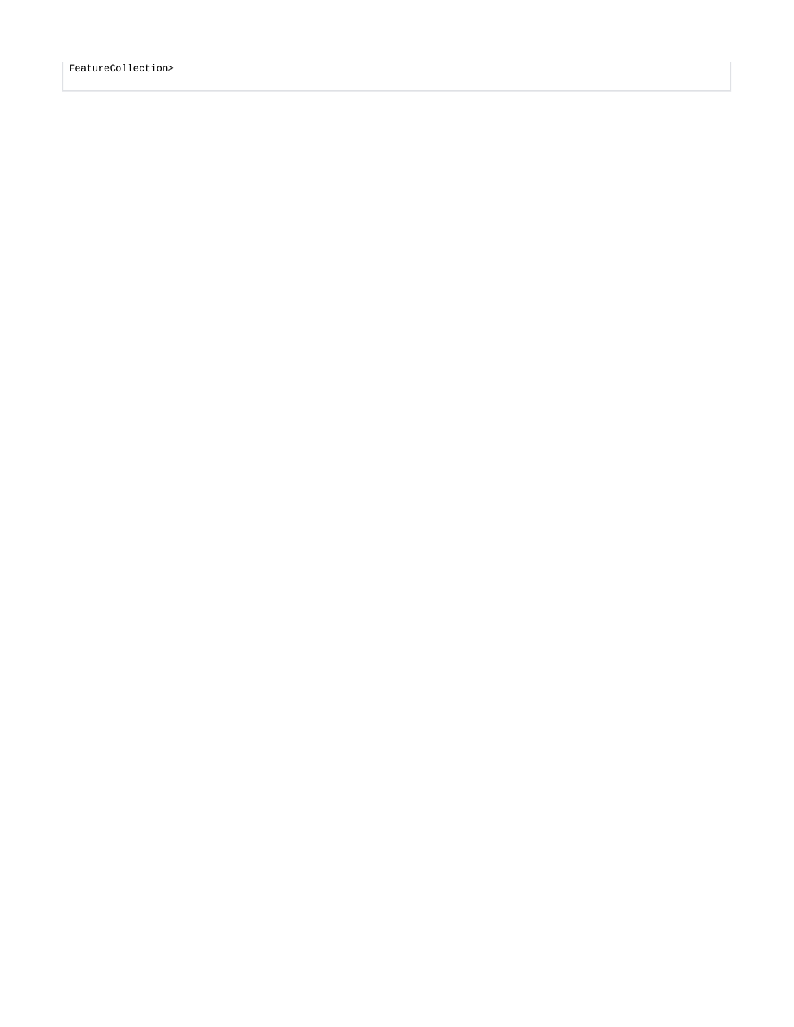```
FeatureCollection>
```